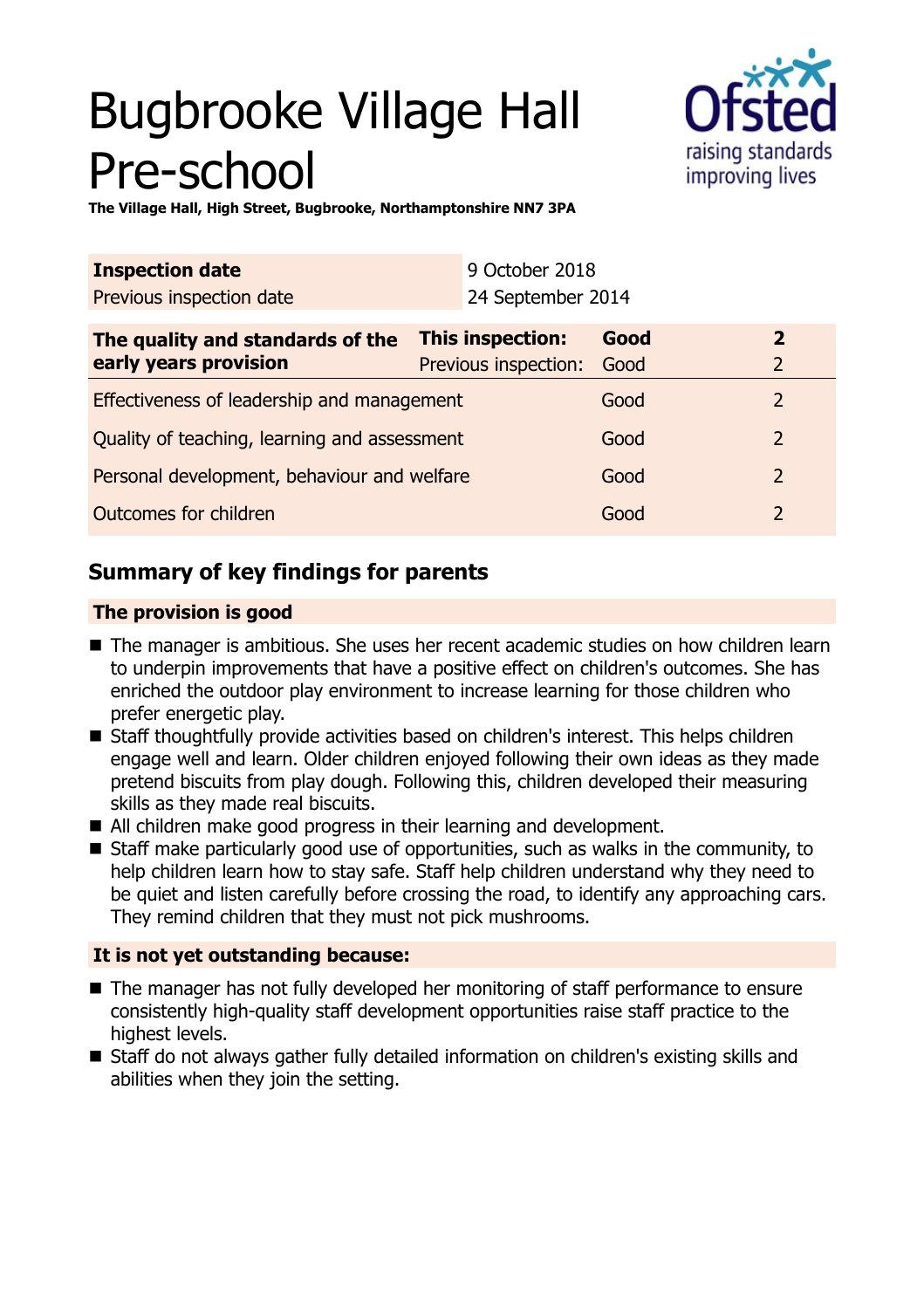# Bugbrooke Village Hall Pre-school

**The Village Hall, High Street, Bugbrooke, Northamptonshire NN7 3PA**

| **Inspection date** | 9 October 2018 |
|---|---|
| Previous inspection date | 24 September 2014 |

| **The quality and standards of the early years provision** | **This inspection:** | **Good** | **2** |
|---|---|---|---|
| | Previous inspection: | Good | 2 |
| Effectiveness of leadership and management | | Good | 2 |
| Quality of teaching, learning and assessment | | Good | 2 |
| Personal development, behaviour and welfare | | Good | 2 |
| Outcomes for children | | Good | 2 |

## Summary of key findings for parents

### The provision is good

- The manager is ambitious. She uses her recent academic studies on how children learn to underpin improvements that have a positive effect on children's outcomes. She has enriched the outdoor play environment to increase learning for those children who prefer energetic play.
- Staff thoughtfully provide activities based on children's interest. This helps children engage well and learn. Older children enjoyed following their own ideas as they made pretend biscuits from play dough. Following this, children developed their measuring skills as they made real biscuits.
- All children make good progress in their learning and development.
- Staff make particularly good use of opportunities, such as walks in the community, to help children learn how to stay safe. Staff help children understand why they need to be quiet and listen carefully before crossing the road, to identify any approaching cars. They remind children that they must not pick mushrooms.

### It is not yet outstanding because:

- The manager has not fully developed her monitoring of staff performance to ensure consistently high-quality staff development opportunities raise staff practice to the highest levels.
- Staff do not always gather fully detailed information on children's existing skills and abilities when they join the setting.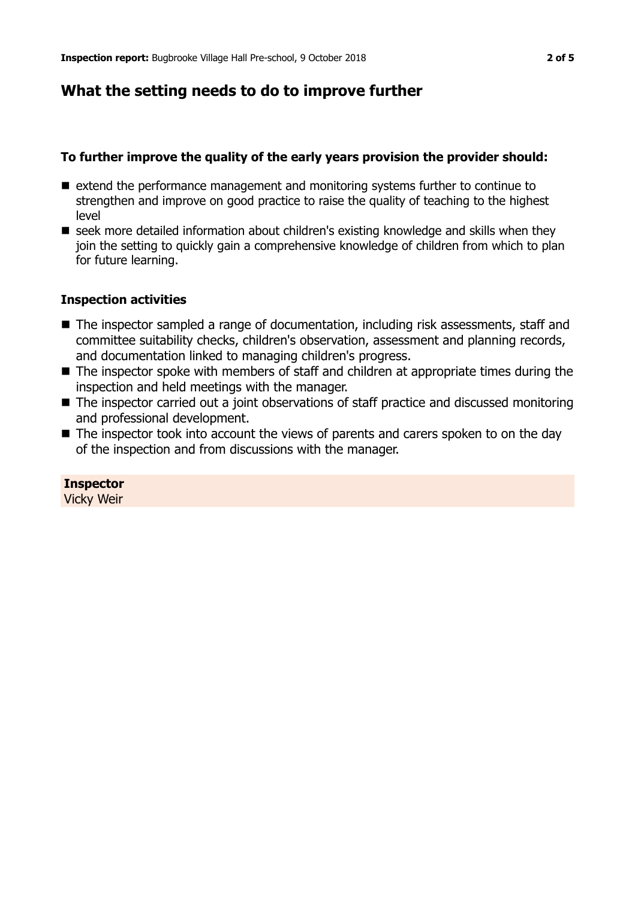## What the setting needs to do to improve further

### To further improve the quality of the early years provision the provider should:

- extend the performance management and monitoring systems further to continue to strengthen and improve on good practice to raise the quality of teaching to the highest level
- seek more detailed information about children's existing knowledge and skills when they join the setting to quickly gain a comprehensive knowledge of children from which to plan for future learning.

### Inspection activities

- The inspector sampled a range of documentation, including risk assessments, staff and committee suitability checks, children's observation, assessment and planning records, and documentation linked to managing children's progress.
- The inspector spoke with members of staff and children at appropriate times during the inspection and held meetings with the manager.
- The inspector carried out a joint observations of staff practice and discussed monitoring and professional development.
- The inspector took into account the views of parents and carers spoken to on the day of the inspection and from discussions with the manager.

**Inspector**
Vicky Weir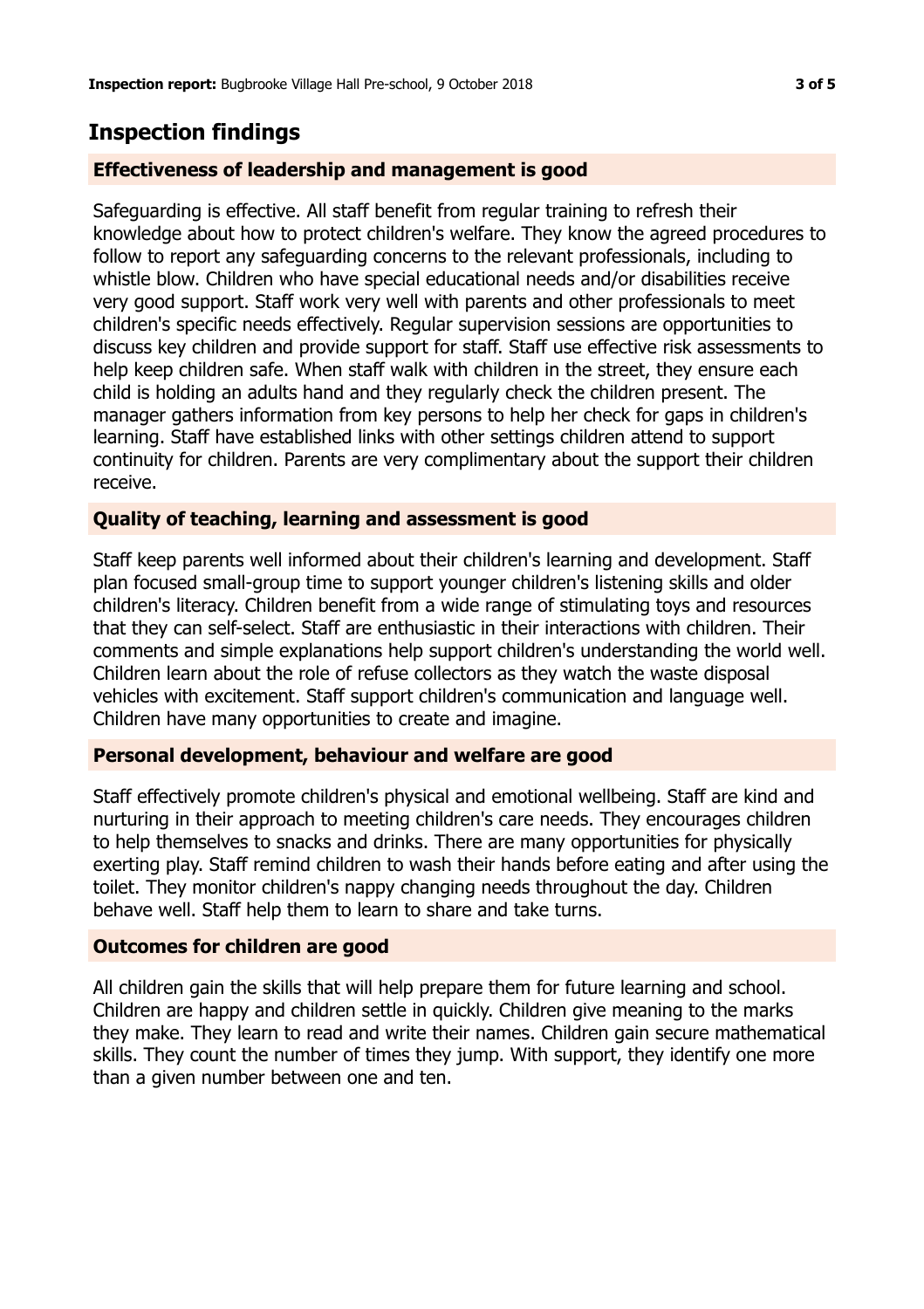## Inspection findings

### Effectiveness of leadership and management is good

Safeguarding is effective. All staff benefit from regular training to refresh their knowledge about how to protect children's welfare. They know the agreed procedures to follow to report any safeguarding concerns to the relevant professionals, including to whistle blow. Children who have special educational needs and/or disabilities receive very good support. Staff work very well with parents and other professionals to meet children's specific needs effectively. Regular supervision sessions are opportunities to discuss key children and provide support for staff. Staff use effective risk assessments to help keep children safe. When staff walk with children in the street, they ensure each child is holding an adults hand and they regularly check the children present. The manager gathers information from key persons to help her check for gaps in children's learning. Staff have established links with other settings children attend to support continuity for children. Parents are very complimentary about the support their children receive.

### Quality of teaching, learning and assessment is good

Staff keep parents well informed about their children's learning and development. Staff plan focused small-group time to support younger children's listening skills and older children's literacy. Children benefit from a wide range of stimulating toys and resources that they can self-select. Staff are enthusiastic in their interactions with children. Their comments and simple explanations help support children's understanding the world well. Children learn about the role of refuse collectors as they watch the waste disposal vehicles with excitement. Staff support children's communication and language well. Children have many opportunities to create and imagine.

### Personal development, behaviour and welfare are good

Staff effectively promote children's physical and emotional wellbeing. Staff are kind and nurturing in their approach to meeting children's care needs. They encourages children to help themselves to snacks and drinks. There are many opportunities for physically exerting play. Staff remind children to wash their hands before eating and after using the toilet. They monitor children's nappy changing needs throughout the day. Children behave well. Staff help them to learn to share and take turns.

### Outcomes for children are good

All children gain the skills that will help prepare them for future learning and school. Children are happy and children settle in quickly. Children give meaning to the marks they make. They learn to read and write their names. Children gain secure mathematical skills. They count the number of times they jump. With support, they identify one more than a given number between one and ten.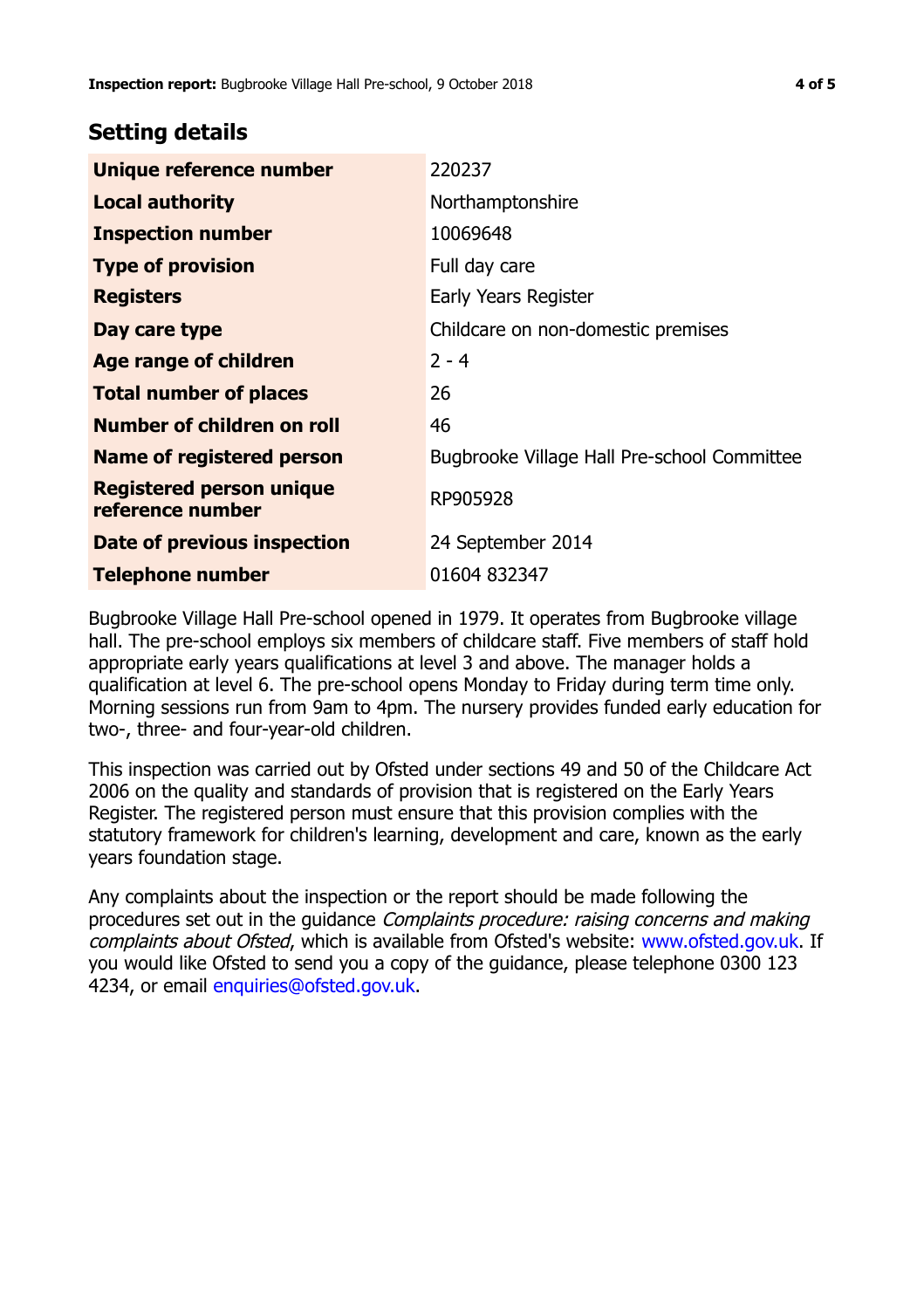## Setting details

| | |
|---|---|
| **Unique reference number** | 220237 |
| **Local authority** | Northamptonshire |
| **Inspection number** | 10069648 |
| **Type of provision** | Full day care |
| **Registers** | Early Years Register |
| **Day care type** | Childcare on non-domestic premises |
| **Age range of children** | 2 - 4 |
| **Total number of places** | 26 |
| **Number of children on roll** | 46 |
| **Name of registered person** | Bugbrooke Village Hall Pre-school Committee |
| **Registered person unique reference number** | RP905928 |
| **Date of previous inspection** | 24 September 2014 |
| **Telephone number** | 01604 832347 |

Bugbrooke Village Hall Pre-school opened in 1979. It operates from Bugbrooke village hall. The pre-school employs six members of childcare staff. Five members of staff hold appropriate early years qualifications at level 3 and above. The manager holds a qualification at level 6. The pre-school opens Monday to Friday during term time only. Morning sessions run from 9am to 4pm. The nursery provides funded early education for two-, three- and four-year-old children.

This inspection was carried out by Ofsted under sections 49 and 50 of the Childcare Act 2006 on the quality and standards of provision that is registered on the Early Years Register. The registered person must ensure that this provision complies with the statutory framework for children's learning, development and care, known as the early years foundation stage.

Any complaints about the inspection or the report should be made following the procedures set out in the guidance *Complaints procedure: raising concerns and making complaints about Ofsted*, which is available from Ofsted's website: www.ofsted.gov.uk. If you would like Ofsted to send you a copy of the guidance, please telephone 0300 123 4234, or email enquiries@ofsted.gov.uk.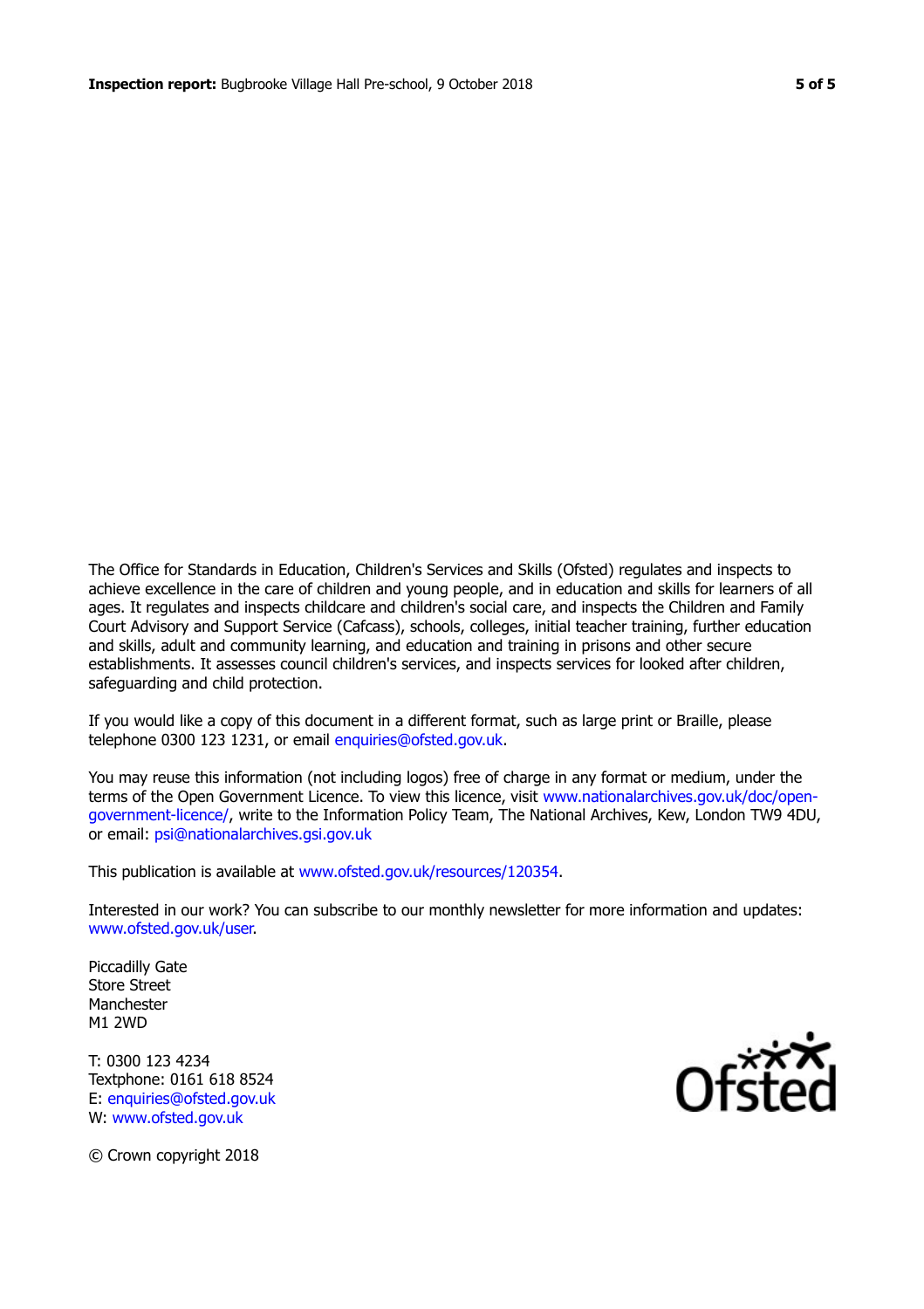The Office for Standards in Education, Children's Services and Skills (Ofsted) regulates and inspects to achieve excellence in the care of children and young people, and in education and skills for learners of all ages. It regulates and inspects childcare and children's social care, and inspects the Children and Family Court Advisory and Support Service (Cafcass), schools, colleges, initial teacher training, further education and skills, adult and community learning, and education and training in prisons and other secure establishments. It assesses council children's services, and inspects services for looked after children, safeguarding and child protection.

If you would like a copy of this document in a different format, such as large print or Braille, please telephone 0300 123 1231, or email enquiries@ofsted.gov.uk.

You may reuse this information (not including logos) free of charge in any format or medium, under the terms of the Open Government Licence. To view this licence, visit www.nationalarchives.gov.uk/doc/open-government-licence/, write to the Information Policy Team, The National Archives, Kew, London TW9 4DU, or email: psi@nationalarchives.gsi.gov.uk

This publication is available at www.ofsted.gov.uk/resources/120354.

Interested in our work? You can subscribe to our monthly newsletter for more information and updates: www.ofsted.gov.uk/user.

Piccadilly Gate
Store Street
Manchester
M1 2WD

T: 0300 123 4234
Textphone: 0161 618 8524
E: enquiries@ofsted.gov.uk
W: www.ofsted.gov.uk

© Crown copyright 2018